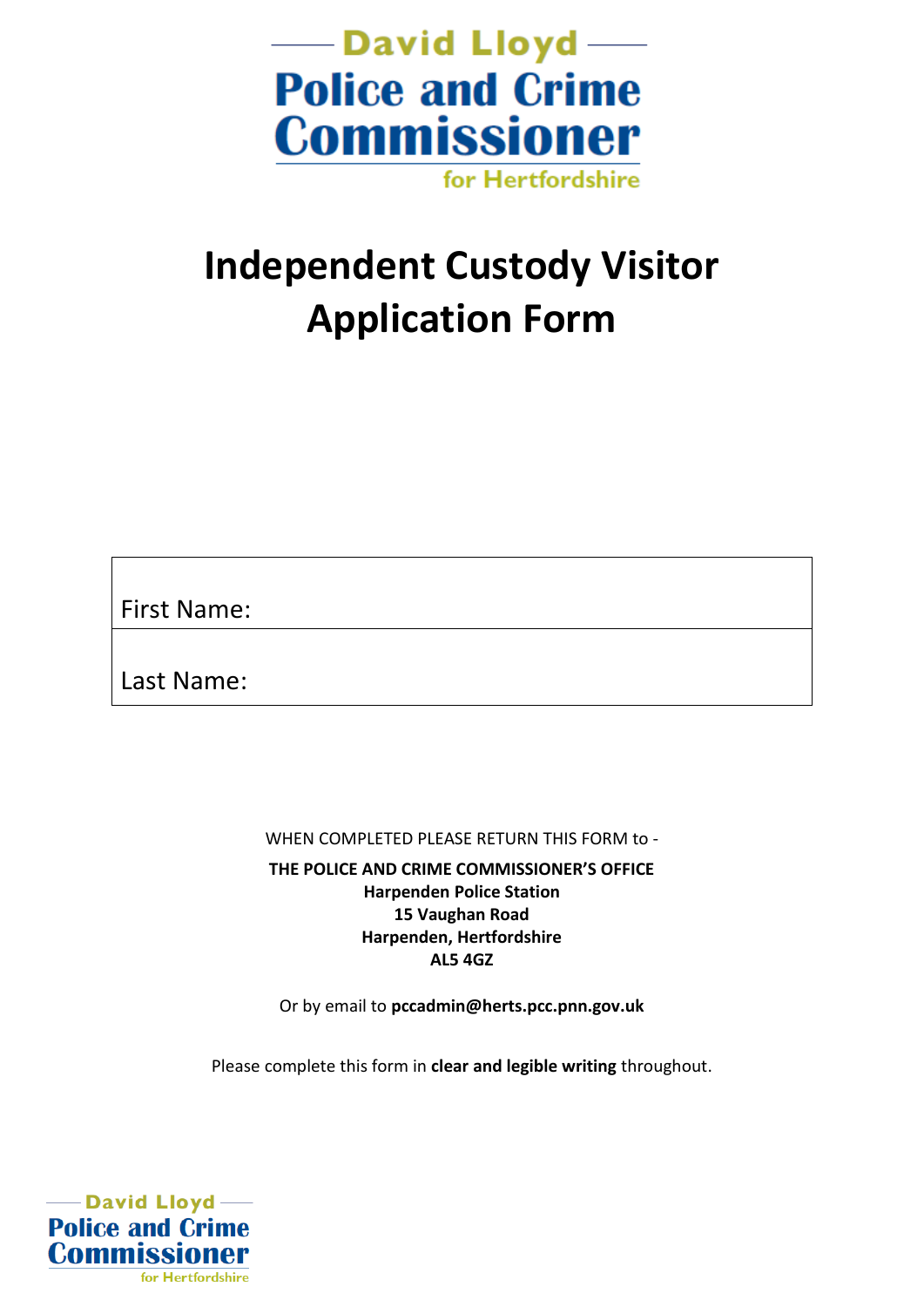David Lloyd
Police and Crime Commissioner
for Hertfordshire

# Independent Custody Visitor Application Form

| First Name: |
|---|
| Last Name: |

WHEN COMPLETED PLEASE RETURN THIS FORM to -

**THE POLICE AND CRIME COMMISSIONER'S OFFICE**
**Harpenden Police Station**
**15 Vaughan Road**
**Harpenden, Hertfordshire**
**AL5 4GZ**

Or by email to **pccadmin@herts.pcc.pnn.gov.uk**

Please complete this form in **clear and legible writing** throughout.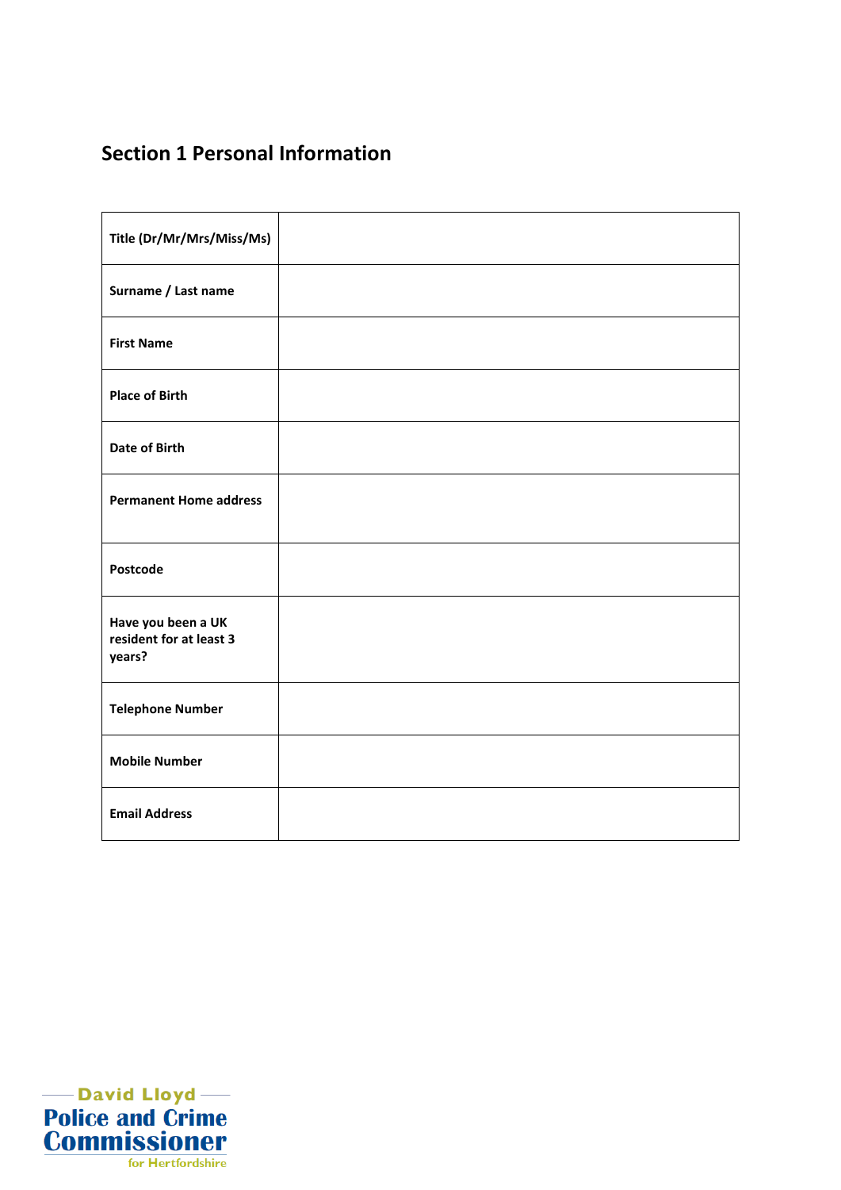## Section 1 Personal Information

| Title (Dr/Mr/Mrs/Miss/Ms) | |
|---|---|
| Surname / Last name | |
| First Name | |
| Place of Birth | |
| Date of Birth | |
| Permanent Home address | |
| Postcode | |
| Have you been a UK resident for at least 3 years? | |
| Telephone Number | |
| Mobile Number | |
| Email Address | |

David Lloyd
Police and Crime Commissioner
for Hertfordshire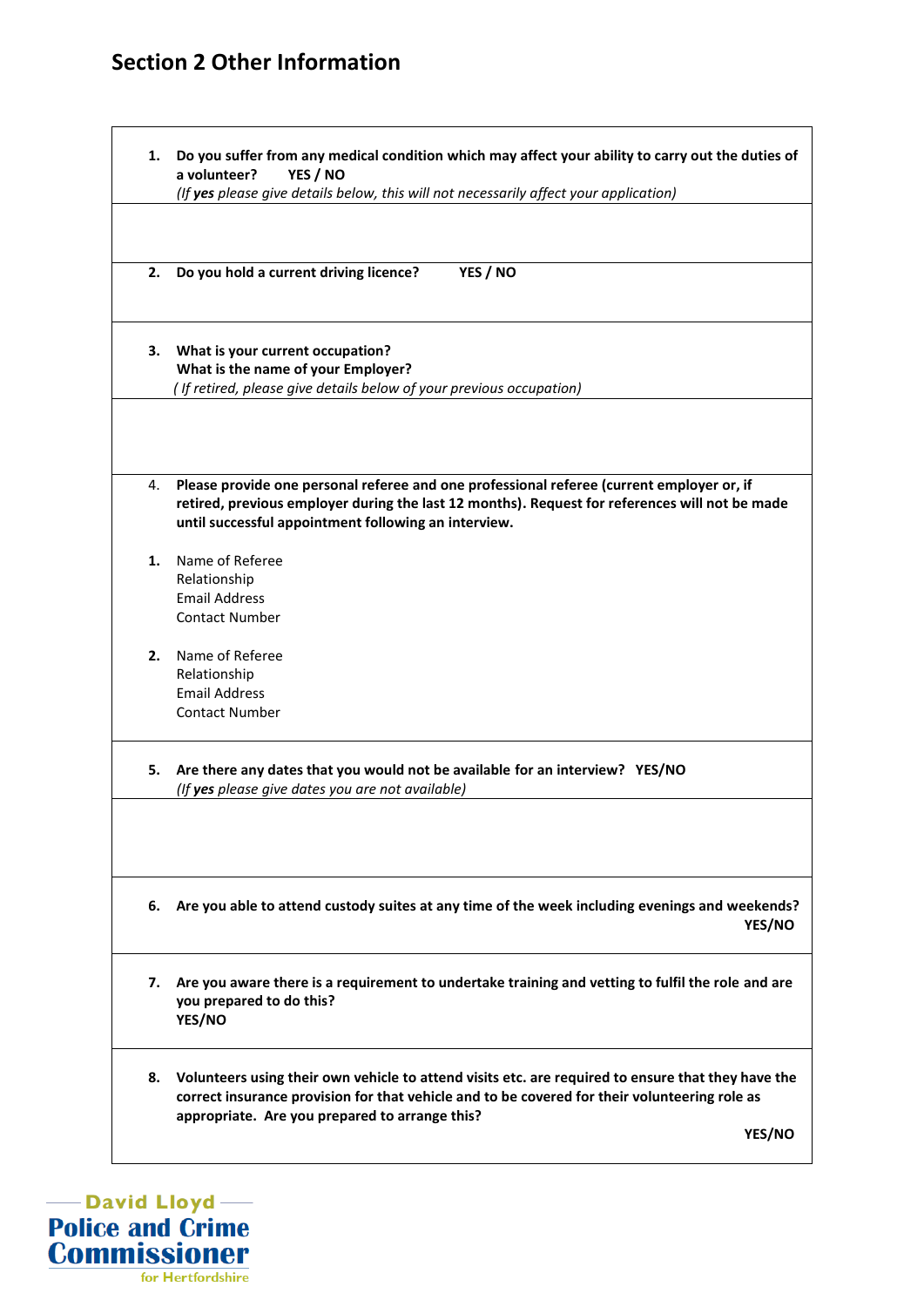## Section 2 Other Information

1. **Do you suffer from any medical condition which may affect your ability to carry out the duties of a volunteer? YES / NO**
   *(If **yes** please give details below, this will not necessarily affect your application)*

2. **Do you hold a current driving licence? YES / NO**

3. **What is your current occupation?**
   **What is the name of your Employer?**
   *( If retired, please give details below of your previous occupation)*

4. **Please provide one personal referee and one professional referee (current employer or, if retired, previous employer during the last 12 months). Request for references will not be made until successful appointment following an interview.**

   1. Name of Referee
      Relationship
      Email Address
      Contact Number

   2. Name of Referee
      Relationship
      Email Address
      Contact Number

5. **Are there any dates that you would not be available for an interview? YES/NO**
   *(If **yes** please give dates you are not available)*

6. **Are you able to attend custody suites at any time of the week including evenings and weekends? YES/NO**

7. **Are you aware there is a requirement to undertake training and vetting to fulfil the role and are you prepared to do this?**
   **YES/NO**

8. **Volunteers using their own vehicle to attend visits etc. are required to ensure that they have the correct insurance provision for that vehicle and to be covered for their volunteering role as appropriate. Are you prepared to arrange this?**
   **YES/NO**

David Lloyd
Police and Crime Commissioner
for Hertfordshire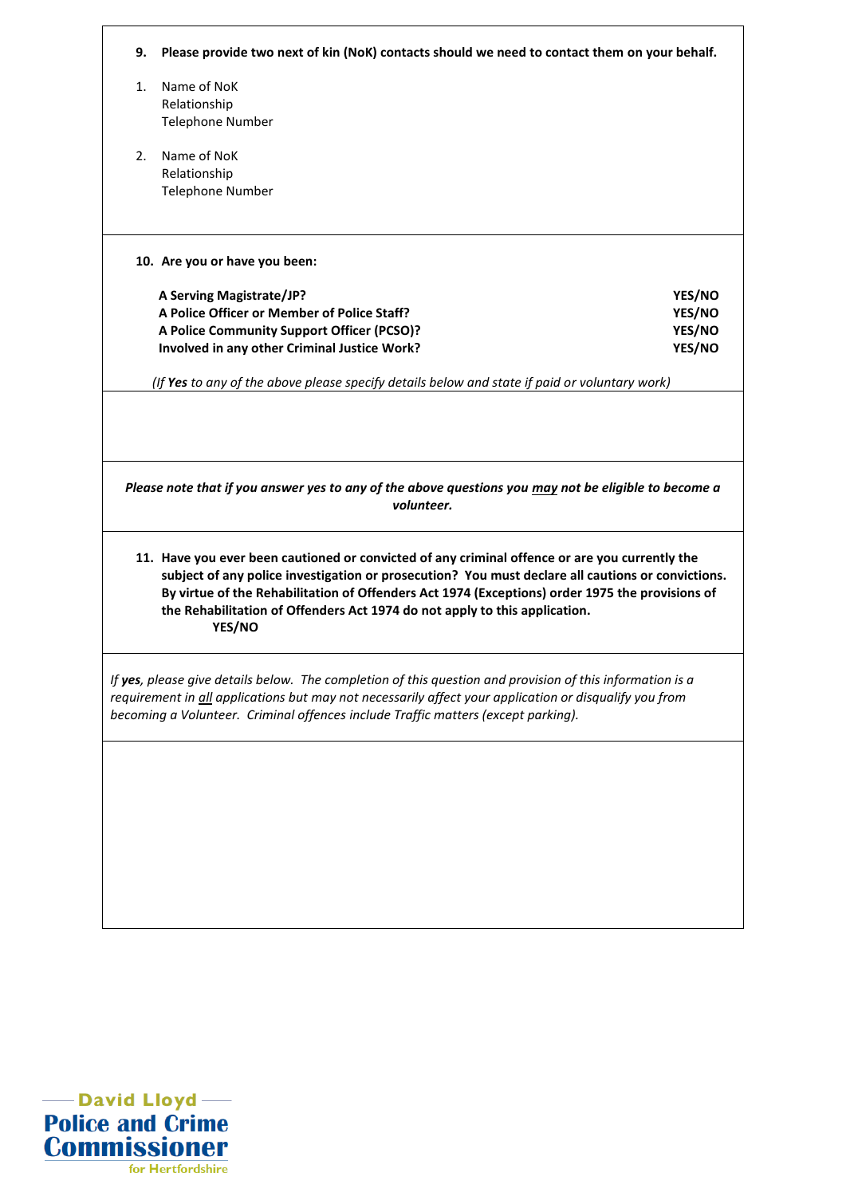**9. Please provide two next of kin (NoK) contacts should we need to contact them on your behalf.**

1. Name of NoK
   Relationship
   Telephone Number

2. Name of NoK
   Relationship
   Telephone Number

**10. Are you or have you been:**

| | |
|---|---|
| **A Serving Magistrate/JP?** | **YES/NO** |
| **A Police Officer or Member of Police Staff?** | **YES/NO** |
| **A Police Community Support Officer (PCSO)?** | **YES/NO** |
| **Involved in any other Criminal Justice Work?** | **YES/NO** |

*(If **Yes** to any of the above please specify details below and state if paid or voluntary work)*

***Please note that if you answer yes to any of the above questions you <u>may</u> not be eligible to become a volunteer.***

**11. Have you ever been cautioned or convicted of any criminal offence or are you currently the subject of any police investigation or prosecution? You must declare all cautions or convictions. By virtue of the Rehabilitation of Offenders Act 1974 (Exceptions) order 1975 the provisions of the Rehabilitation of Offenders Act 1974 do not apply to this application.**
**YES/NO**

*If **yes**, please give details below. The completion of this question and provision of this information is a requirement in <u>all</u> applications but may not necessarily affect your application or disqualify you from becoming a Volunteer. Criminal offences include Traffic matters (except parking).*

David Lloyd
Police and Crime Commissioner
for Hertfordshire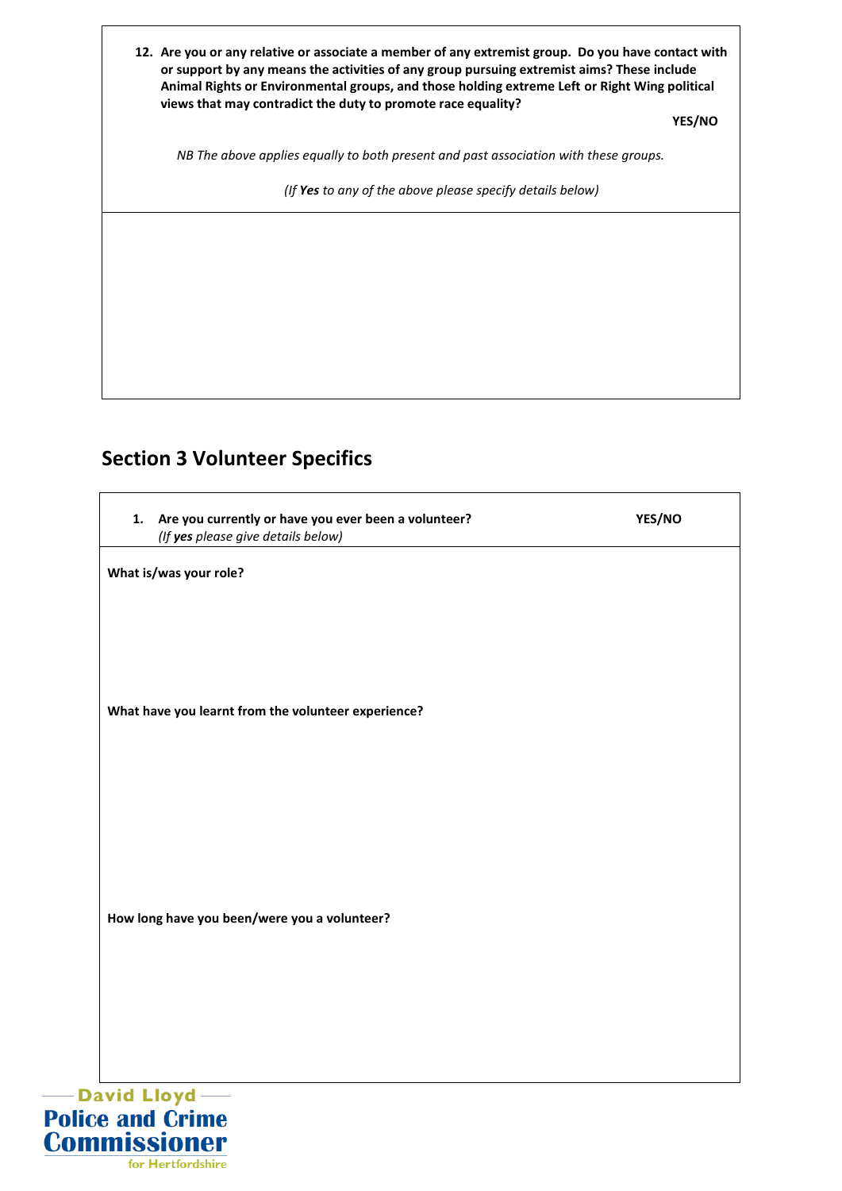**12. Are you or any relative or associate a member of any extremist group. Do you have contact with or support by any means the activities of any group pursuing extremist aims? These include Animal Rights or Environmental groups, and those holding extreme Left or Right Wing political views that may contradict the duty to promote race equality?**

**YES/NO**

*NB The above applies equally to both present and past association with these groups.*

*(If **Yes** to any of the above please specify details below)*

## Section 3 Volunteer Specifics

**1. Are you currently or have you ever been a volunteer?** **YES/NO**
*(If **yes** please give details below)*

**What is/was your role?**

**What have you learnt from the volunteer experience?**

**How long have you been/were you a volunteer?**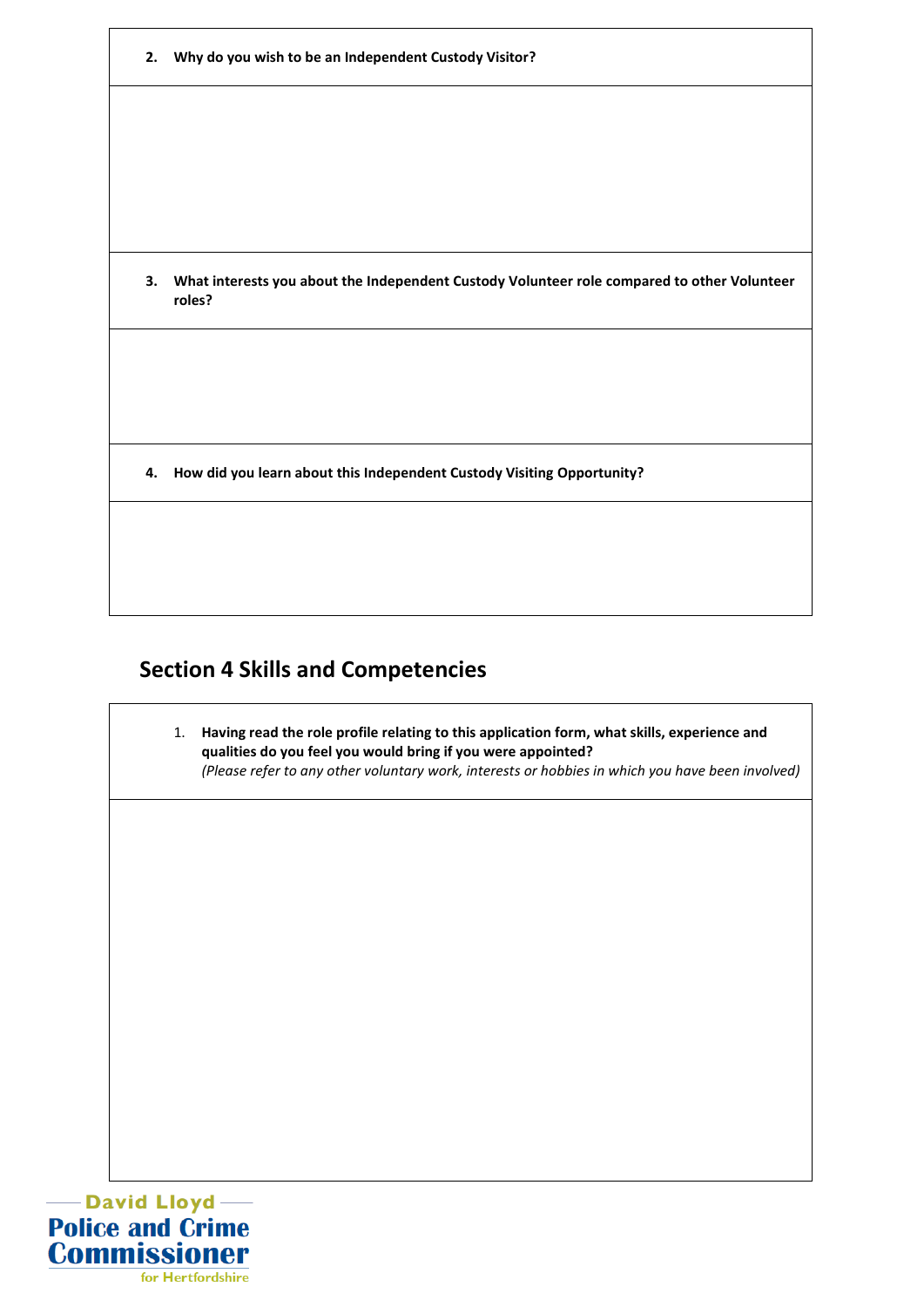**2. Why do you wish to be an Independent Custody Visitor?**

**3. What interests you about the Independent Custody Volunteer role compared to other Volunteer roles?**

**4. How did you learn about this Independent Custody Visiting Opportunity?**

## Section 4 Skills and Competencies

1. **Having read the role profile relating to this application form, what skills, experience and qualities do you feel you would bring if you were appointed?**
*(Please refer to any other voluntary work, interests or hobbies in which you have been involved)*

David Lloyd
Police and Crime Commissioner
for Hertfordshire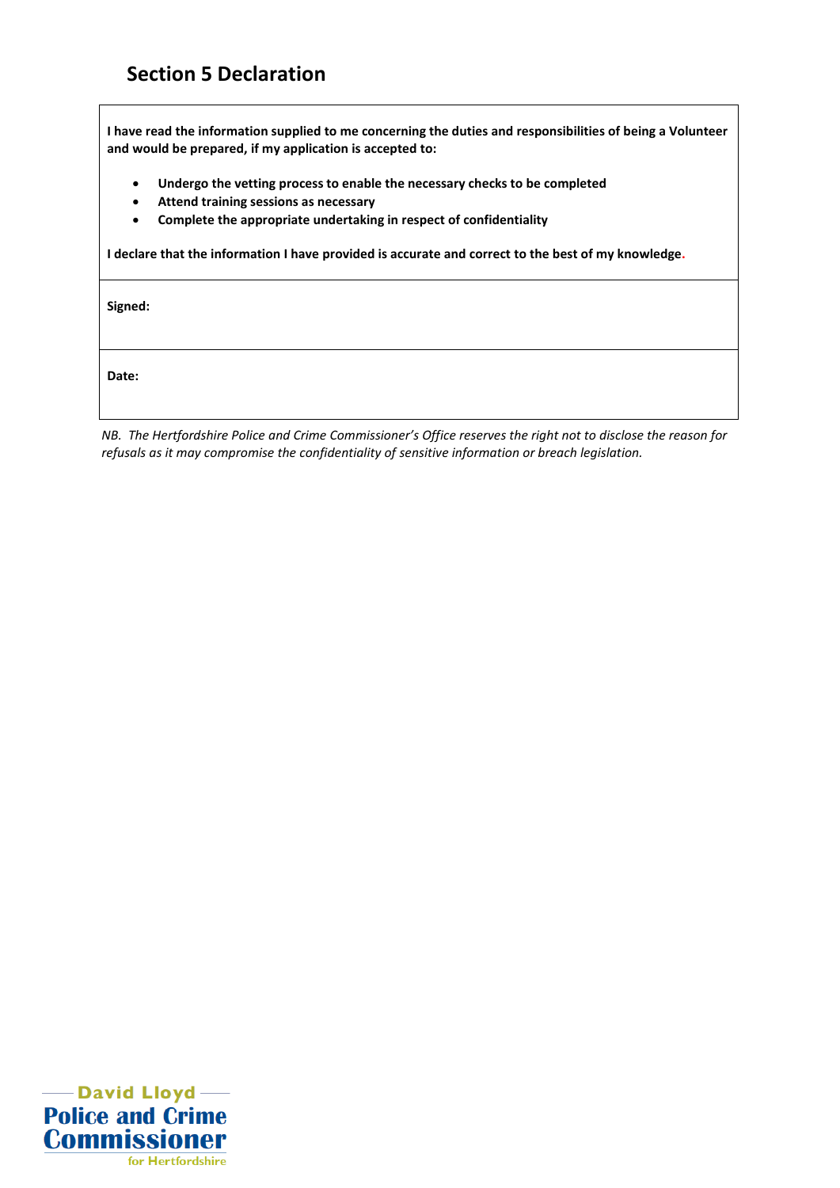## Section 5 Declaration

**I have read the information supplied to me concerning the duties and responsibilities of being a Volunteer and would be prepared, if my application is accepted to:**

- **Undergo the vetting process to enable the necessary checks to be completed**
- **Attend training sessions as necessary**
- **Complete the appropriate undertaking in respect of confidentiality**

**I declare that the information I have provided is accurate and correct to the best of my knowledge.**

**Signed:**

**Date:**

*NB. The Hertfordshire Police and Crime Commissioner's Office reserves the right not to disclose the reason for refusals as it may compromise the confidentiality of sensitive information or breach legislation.*

David Lloyd
Police and Crime Commissioner
for Hertfordshire